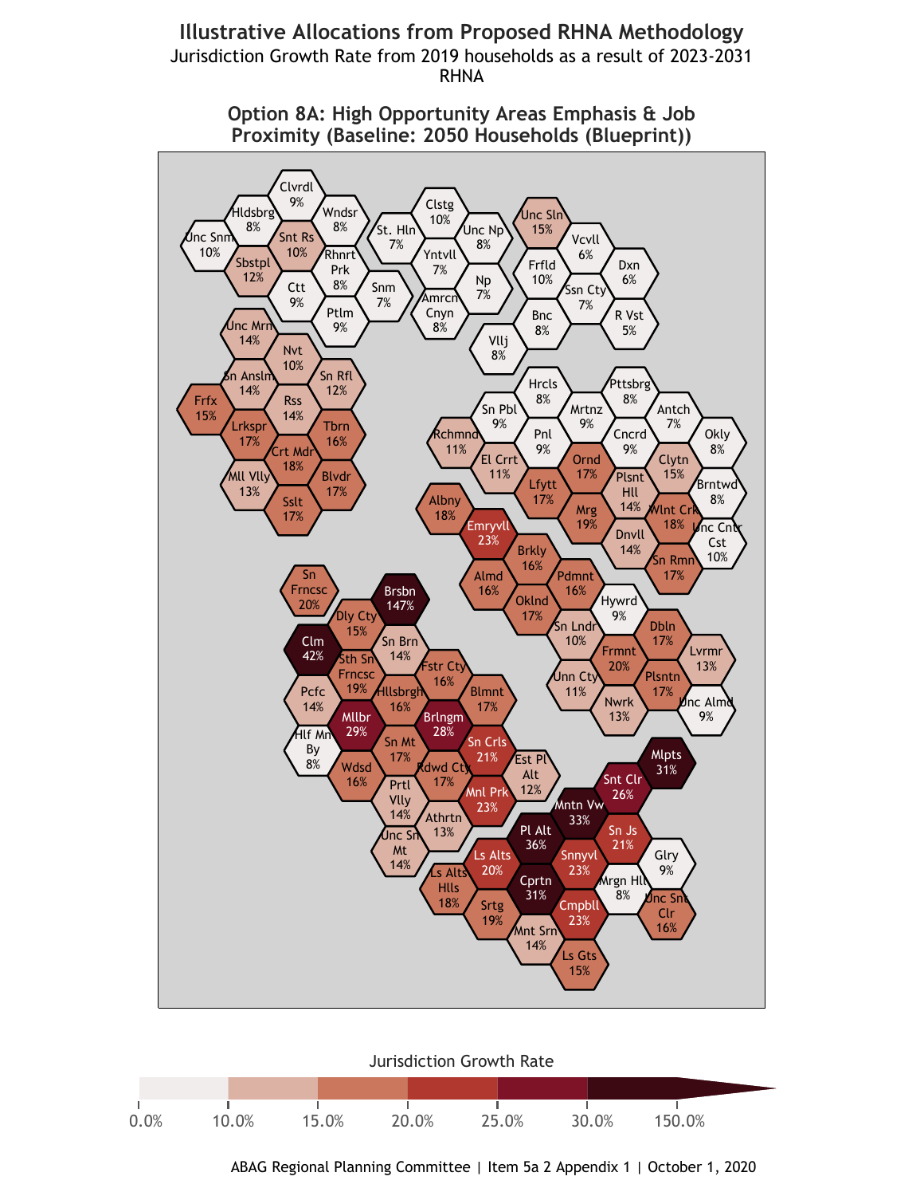# Illustrative Allocations from Proposed RHNA Methodology

Jurisdiction Growth Rate from 2019 households as a result of 2023-2031 RHNA

## Option 8A: High Opportunity Areas Emphasis & Job Proximity (Baseline: 2050 Households (Blueprint))

| Jurisdiction | Growth Rate |
|---|---|
| Clvrdl | 9% |
| Hldsbrg | 8% |
| Wndsr | 8% |
| Unc Snm | 10% |
| Snt Rs | 10% |
| Sbstpl | 12% |
| Rhnrt Prk | 8% |
| Ctt | 9% |
| Snm | 7% |
| Ptlm | 9% |
| Clstg | 10% |
| St. Hln | 7% |
| Unc Np | 8% |
| Yntvll | 7% |
| Np | 7% |
| Amrcn Cnyn | 8% |
| Unc Sln | 15% |
| Vcvll | 6% |
| Frfld | 10% |
| Dxn | 6% |
| Ssn Cty | 7% |
| Bnc | 8% |
| R Vst | 5% |
| Vllj | 8% |
| Unc Mrn | 14% |
| Nvt | 10% |
| Sn Anslm | 14% |
| Sn Rfl | 12% |
| Frfx | 15% |
| Rss | 14% |
| Lrkspr | 17% |
| Tbrn | 16% |
| Crt Mdr | 18% |
| Mll Vlly | 13% |
| Blvdr | 17% |
| Sslt | 17% |
| Hrcls | 8% |
| Pttsbrg | 8% |
| Sn Pbl | 9% |
| Mrtnz | 9% |
| Antch | 7% |
| Rchmnd | 11% |
| Pnl | 9% |
| Cncrd | 9% |
| Okly | 8% |
| El Crrt | 11% |
| Ornd | 17% |
| Clytn | 15% |
| Lfytt | 17% |
| Plsnt Hll | 14% |
| Brntwd | 8% |
| Albny | 18% |
| Mrg | 19% |
| Wlnt Crk | 18% |
| Emryvll | 23% |
| Dnvll | 14% |
| Unc Cntr Cst | 10% |
| Brkly | 16% |
| Sn Rmn | 17% |
| Almd | 16% |
| Pdmnt | 16% |
| Oklnd | 17% |
| Hywrd | 9% |
| Sn Lndr | 10% |
| Dbln | 17% |
| Frmnt | 20% |
| Lvrmr | 13% |
| Unn Cty | 11% |
| Plsntn | 17% |
| Nwrk | 13% |
| Unc Almd | 9% |
| Sn Frncsc | 20% |
| Brsbn | 147% |
| Dly Cty | 15% |
| Clm | 42% |
| Sn Brn | 14% |
| Sth Sn Frncsc | 19% |
| Fstr Cty | 16% |
| Pcfc | 14% |
| Hllsbrgh | 16% |
| Blmnt | 17% |
| Mllbr | 29% |
| Brlngm | 28% |
| Hlf Mn By | 8% |
| Sn Mt | 17% |
| Sn Crls | 21% |
| Wdsd | 16% |
| Rdwd Cty | 17% |
| Est Pl Alt | 12% |
| Prtl Vlly | 14% |
| Mnl Prk | 23% |
| Athrtn | 13% |
| Unc Sn Mt | 14% |
| Mlpts | 31% |
| Snt Clr | 26% |
| Mntn Vw | 33% |
| Sn Js | 21% |
| Pl Alt | 36% |
| Ls Alts | 20% |
| Snnyvl | 23% |
| Glry | 9% |
| Ls Alts Hlls | 18% |
| Cprtn | 31% |
| Mrgn Hll | 8% |
| Srtg | 19% |
| Cmpbll | 23% |
| Unc Snt Clr | 16% |
| Mnt Srn | 14% |
| Ls Gts | 15% |

Jurisdiction Growth Rate

0.0% | 10.0% | 15.0% | 20.0% | 25.0% | 30.0% | 150.0%

ABAG Regional Planning Committee | Item 5a 2 Appendix 1 | October 1, 2020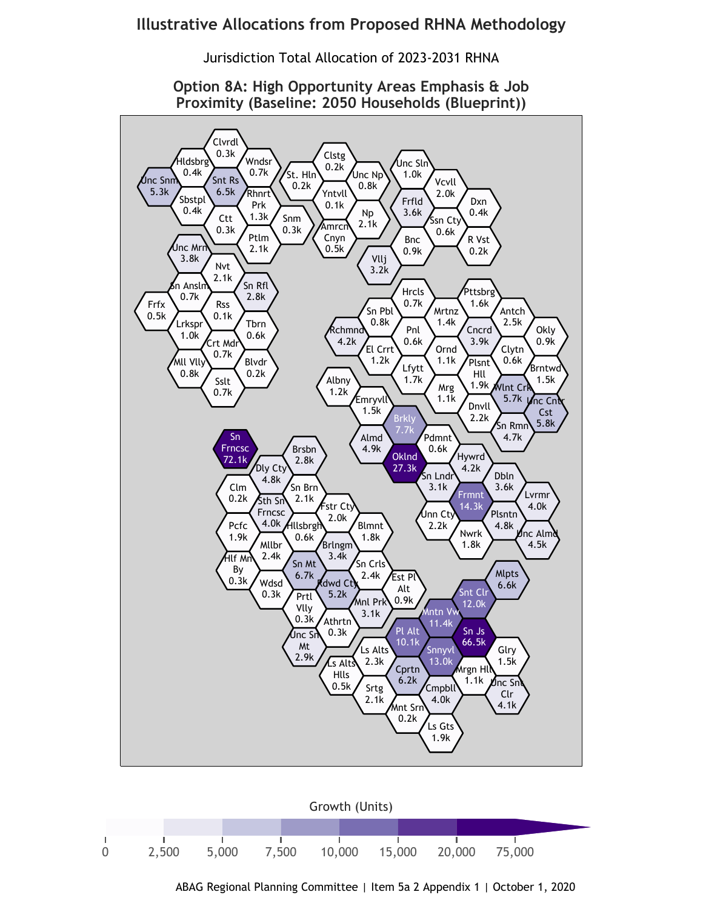# Illustrative Allocations from Proposed RHNA Methodology

Jurisdiction Total Allocation of 2023-2031 RHNA

## Option 8A: High Opportunity Areas Emphasis & Job Proximity (Baseline: 2050 Households (Blueprint))

Clvrdl 0.3k
Hldsbrg 0.4k
Wndsr 0.7k
Unc Snm 5.3k
Snt Rs 6.5k
Sbstpl 0.4k
Rhnrt Prk 1.3k
Ctt 0.3k
Snm 0.3k
Ptlm 2.1k
St. Hln 0.2k
Clstg 0.2k
Unc Np 0.8k
Yntvll 0.1k
Np 2.1k
Amrcn Cnyn 0.5k
Unc Sln 1.0k
Vcvll 2.0k
Frfld 3.6k
Dxn 0.4k
Ssn Cty 0.6k
Bnc 0.9k
R Vst 0.2k
Vllj 3.2k
Unc Mrn 3.8k
Nvt 2.1k
Sn Anslm 0.7k
Sn Rfl 2.8k
Frfx 0.5k
Rss 0.1k
Lrkspr 1.0k
Tbrn 0.6k
Crt Mdr 0.7k
Mll Vlly 0.8k
Blvdr 0.2k
Sslt 0.7k
Hrcls 0.7k
Pttsbrg 1.6k
Sn Pbl 0.8k
Mrtnz 1.4k
Antch 2.5k
Rchmnd 4.2k
Pnl 0.6k
Cncrd 3.9k
Okly 0.9k
El Crrt 1.2k
Ornd 1.1k
Clytn 0.6k
Lfytt 1.7k
Plsnt Hll 1.9k
Brntwd 1.5k
Albny 1.2k
Mrg 1.1k
Wlnt Crk 5.7k
Emryvll 1.5k
Dnvll 2.2k
Unc Cntr Cst 5.8k
Brkly 7.7k
Sn Rmn 4.7k
Sn Frncsc 72.1k
Almd 4.9k
Pdmnt 0.6k
Brsbn 2.8k
Oklnd 27.3k
Hywrd 4.2k
Dly Cty 4.8k
Sn Lndr 3.1k
Dbln 3.6k
Clm 0.2k
Sn Brn 2.1k
Sth Sn Frncsc 4.0k
Frmnt 14.3k
Lvrmr 4.0k
Fstr Cty 2.0k
Unn Cty 2.2k
Plsntn 4.8k
Pcfc 1.9k
Hllsbrgh 0.6k
Blmnt 1.8k
Nwrk 1.8k
Unc Almd 4.5k
Mllbr 2.4k
Brlngm 3.4k
Hlf Mn By 0.3k
Sn Mt 6.7k
Sn Crls 2.4k
Mlpts 6.6k
Wdsd 0.3k
Rdwd Cty 5.2k
Est Pl Alt 0.9k
Snt Clr 12.0k
Prtl Vlly 0.3k
Mnl Prk 3.1k
Mntn Vw 11.4k
Athrtn 0.3k
Pl Alt 10.1k
Sn Js 66.5k
Unc Sn Mt 2.9k
Ls Alts 2.3k
Snnyvl 13.0k
Glry 1.5k
Ls Alts Hlls 0.5k
Cprtn 6.2k
Mrgn Hll 1.1k
Srtg 2.1k
Cmpbll 4.0k
Unc Snt Clr 4.1k
Mnt Srn 0.2k
Ls Gts 1.9k

Growth (Units)

0, 2,500, 5,000, 7,500, 10,000, 15,000, 20,000, 75,000

ABAG Regional Planning Committee | Item 5a 2 Appendix 1 | October 1, 2020